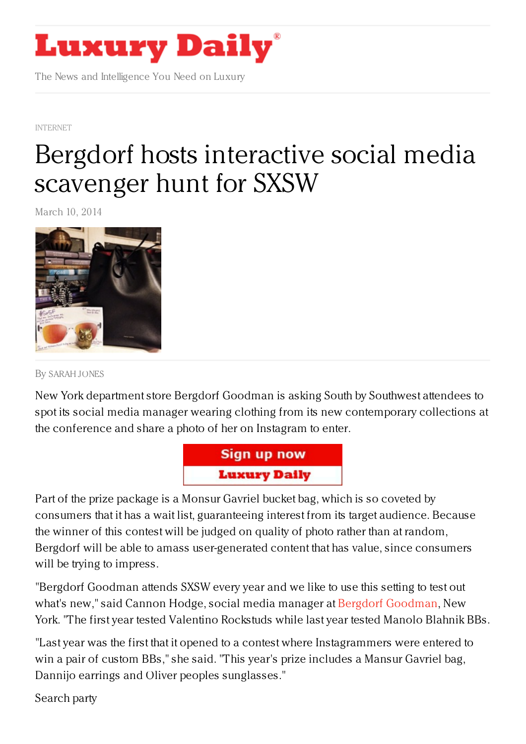# Luxury Daily

The News and Intelligence You Need on Luxury

INTERNET

# Bergdorf hosts interactive social media scavenger hunt for SXSW

March 10, 2014

By SARAH JONES

New York department store Bergdorf Goodman is asking South by Southwest attendees to spot its social media manager wearing clothing from its new contemporary collections at the conference and share a photo of her on Instagram to enter.

Part of the prize package is a Monsur Gavriel bucket bag, which is so coveted by consumers that it has a wait list, guaranteeing interest from its target audience. Because the winner of this contest will be judged on quality of photo rather than at random, Bergdorf will be able to amass user-generated content that has value, since consumers will be trying to impress.

"Bergdorf Goodman attends SXSW every year and we like to use this setting to test out what's new," said Cannon Hodge, social media manager at Bergdorf Goodman, New York. "The first year tested Valentino Rockstuds while last year tested Manolo Blahnik BBs.

"Last year was the first that it opened to a contest where Instagrammers were entered to win a pair of custom BBs," she said. "This year's prize includes a Mansur Gavriel bag, Dannijo earrings and Oliver peoples sunglasses."

Search party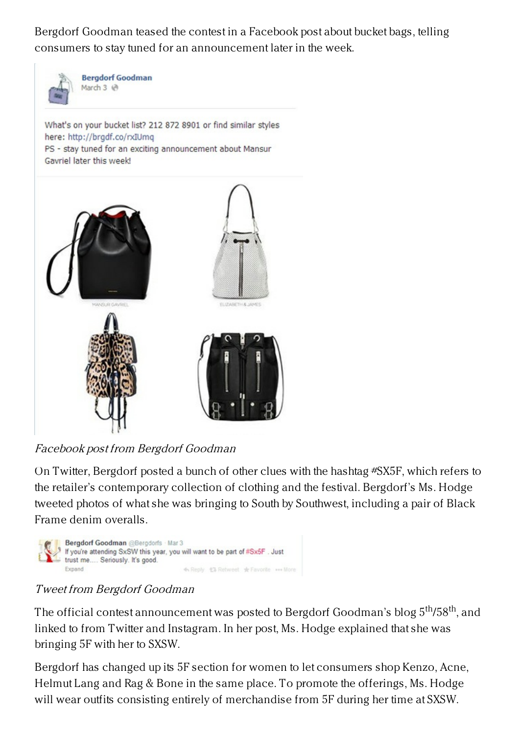Bergdorf Goodman teased the contest in a Facebook post about bucket bags, telling consumers to stay tuned for an announcement later in the week.

Bergdorf Goodman
March 3

What's on your bucket list? 212 872 8901 or find similar styles here: http://brgdf.co/rxIUmq
PS - stay tuned for an exciting announcement about Mansur Gavriel later this week!

MANSUR GAVRIEL    ELIZABETH & JAMES

*Facebook post from Bergdorf Goodman*

On Twitter, Bergdorf posted a bunch of other clues with the hashtag #SX5F, which refers to the retailer's contemporary collection of clothing and the festival. Bergdorf's Ms. Hodge tweeted photos of what she was bringing to South by Southwest, including a pair of Black Frame denim overalls.

Bergdorf Goodman @Bergdorfs · Mar 3
If you're attending SxSW this year, you will want to be part of #Sx5F . Just trust me.... Seriously. It's good.
Expand    Reply    Retweet    Favorite    More

*Tweet from Bergdorf Goodman*

The official contest announcement was posted to Bergdorf Goodman's blog 5th/58th, and linked to from Twitter and Instagram. In her post, Ms. Hodge explained that she was bringing 5F with her to SXSW.

Bergdorf has changed up its 5F section for women to let consumers shop Kenzo, Acne, Helmut Lang and Rag & Bone in the same place. To promote the offerings, Ms. Hodge will wear outfits consisting entirely of merchandise from 5F during her time at SXSW.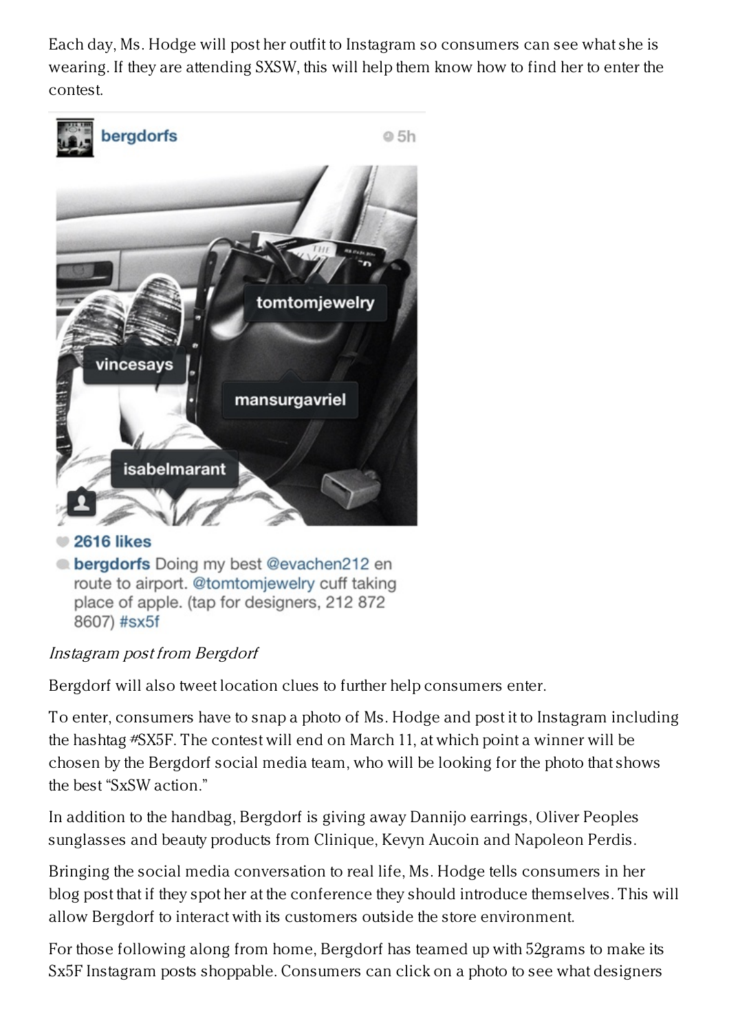Each day, Ms. Hodge will post her outfit to Instagram so consumers can see what she is wearing. If they are attending SXSW, this will help them know how to find her to enter the contest.

*Instagram post from Bergdorf*

Bergdorf will also tweet location clues to further help consumers enter.

To enter, consumers have to snap a photo of Ms. Hodge and post it to Instagram including the hashtag #SX5F. The contest will end on March 11, at which point a winner will be chosen by the Bergdorf social media team, who will be looking for the photo that shows the best "SxSW action."

In addition to the handbag, Bergdorf is giving away Dannijo earrings, Oliver Peoples sunglasses and beauty products from Clinique, Kevyn Aucoin and Napoleon Perdis.

Bringing the social media conversation to real life, Ms. Hodge tells consumers in her blog post that if they spot her at the conference they should introduce themselves. This will allow Bergdorf to interact with its customers outside the store environment.

For those following along from home, Bergdorf has teamed up with 52grams to make its Sx5F Instagram posts shoppable. Consumers can click on a photo to see what designers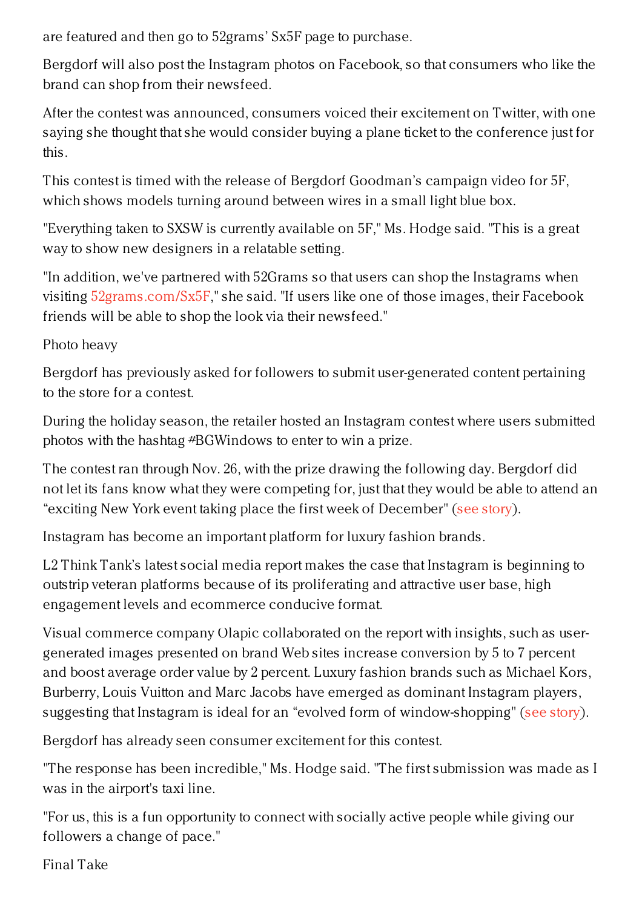are featured and then go to 52grams' Sx5F page to purchase.

Bergdorf will also post the Instagram photos on Facebook, so that consumers who like the brand can shop from their newsfeed.

After the contest was announced, consumers voiced their excitement on Twitter, with one saying she thought that she would consider buying a plane ticket to the conference just for this.

This contest is timed with the release of Bergdorf Goodman's campaign video for 5F, which shows models turning around between wires in a small light blue box.

"Everything taken to SXSW is currently available on 5F," Ms. Hodge said. "This is a great way to show new designers in a relatable setting.

"In addition, we've partnered with 52Grams so that users can shop the Instagrams when visiting 52grams.com/Sx5F," she said. "If users like one of those images, their Facebook friends will be able to shop the look via their newsfeed."

## Photo heavy

Bergdorf has previously asked for followers to submit user-generated content pertaining to the store for a contest.

During the holiday season, the retailer hosted an Instagram contest where users submitted photos with the hashtag #BGWindows to enter to win a prize.

The contest ran through Nov. 26, with the prize drawing the following day. Bergdorf did not let its fans know what they were competing for, just that they would be able to attend an "exciting New York event taking place the first week of December" (see story).

Instagram has become an important platform for luxury fashion brands.

L2 Think Tank's latest social media report makes the case that Instagram is beginning to outstrip veteran platforms because of its proliferating and attractive user base, high engagement levels and ecommerce conducive format.

Visual commerce company Olapic collaborated on the report with insights, such as user-generated images presented on brand Web sites increase conversion by 5 to 7 percent and boost average order value by 2 percent. Luxury fashion brands such as Michael Kors, Burberry, Louis Vuitton and Marc Jacobs have emerged as dominant Instagram players, suggesting that Instagram is ideal for an "evolved form of window-shopping" (see story).

Bergdorf has already seen consumer excitement for this contest.

"The response has been incredible," Ms. Hodge said. "The first submission was made as I was in the airport's taxi line.

"For us, this is a fun opportunity to connect with socially active people while giving our followers a change of pace."

## Final Take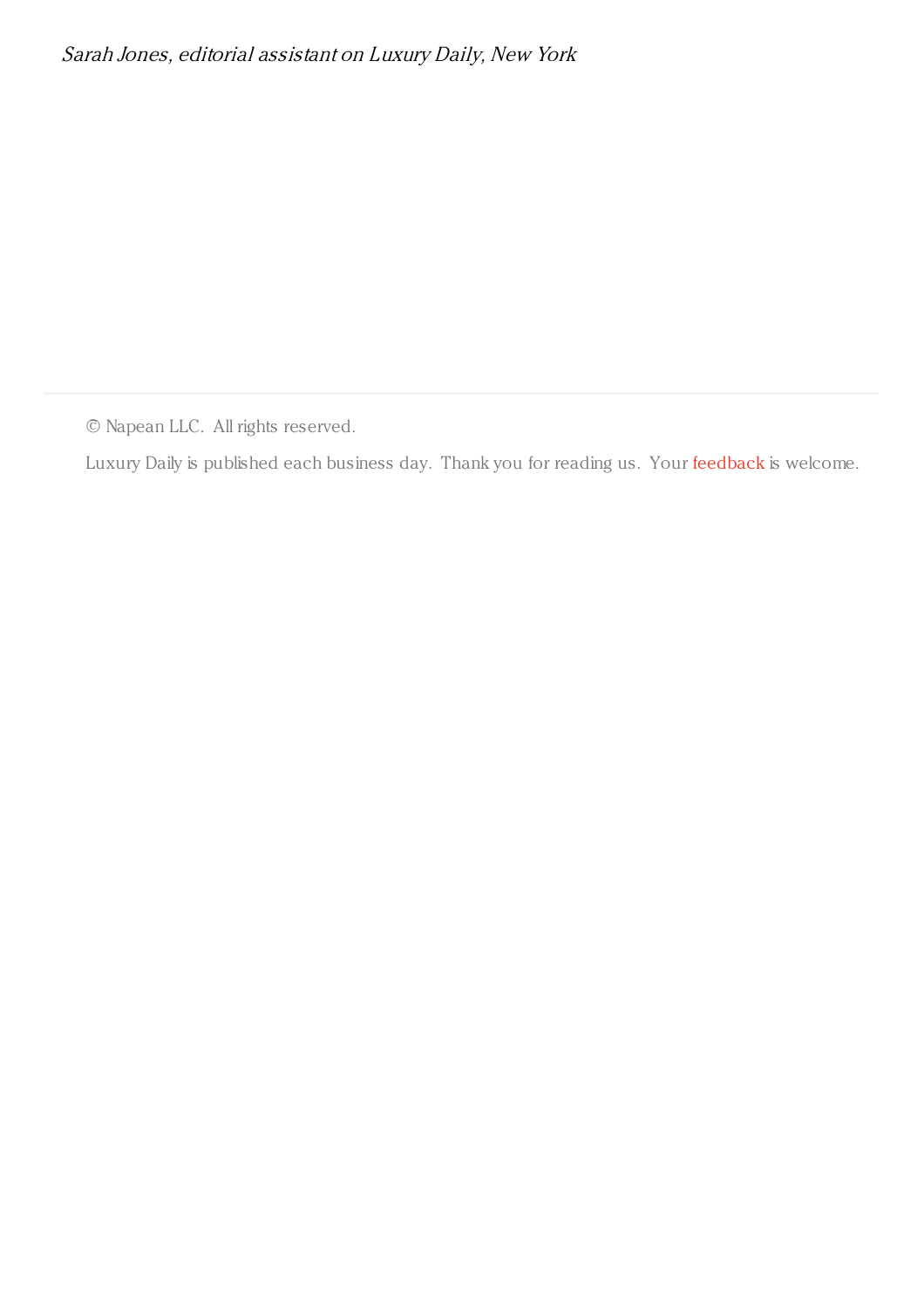*Sarah Jones, editorial assistant on Luxury Daily, New York*

---

© Napean LLC. All rights reserved.

Luxury Daily is published each business day. Thank you for reading us. Your feedback is welcome.